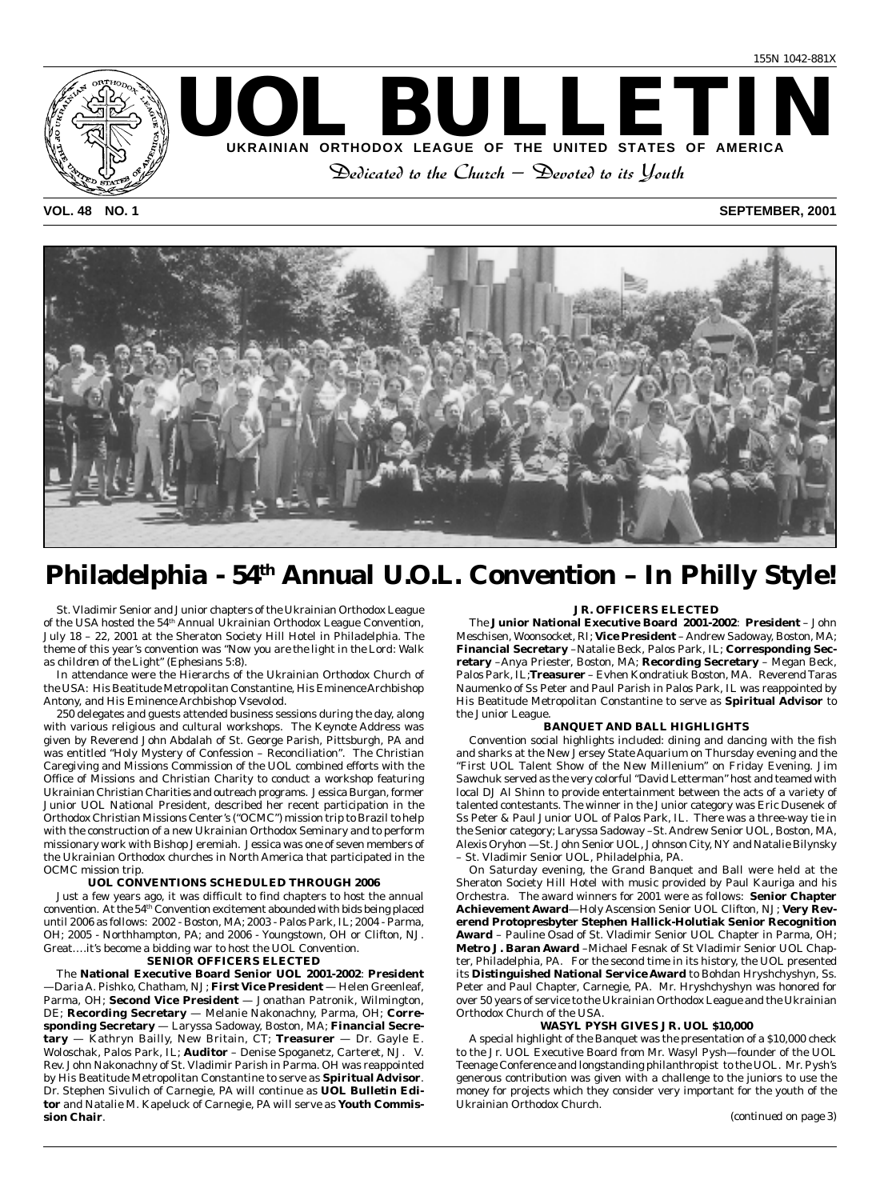155N 1042-881X

# UOL BULLETIN

**UKRAINIAN ORTHODOX LEAGUE OF THE UNITED STATES OF AMERICA**

*Dedicated to the Church – Devoted to its Youth*

**VOL. 48 NO. 1** **SEPTEMBER, 2001**

# Philadelphia - 54th Annual U.O.L. Convention – In Philly Style!

St. Vladimir Senior and Junior chapters of the Ukrainian Orthodox League of the USA hosted the 54th Annual Ukrainian Orthodox League Convention, July 18 – 22, 2001 at the Sheraton Society Hill Hotel in Philadelphia. The theme of this year's convention was "Now you are the light in the Lord: Walk as children of the Light" (Ephesians 5:8).

In attendance were the Hierarchs of the Ukrainian Orthodox Church of the USA: His Beatitude Metropolitan Constantine, His Eminence Archbishop Antony, and His Eminence Archbishop Vsevolod.

250 delegates and guests attended business sessions during the day, along with various religious and cultural workshops. The Keynote Address was given by Reverend John Abdalah of St. George Parish, Pittsburgh, PA and was entitled "Holy Mystery of Confession – Reconciliation". The Christian Caregiving and Missions Commission of the UOL combined efforts with the Office of Missions and Christian Charity to conduct a workshop featuring Ukrainian Christian Charities and outreach programs. Jessica Burgan, former Junior UOL National President, described her recent participation in the Orthodox Christian Missions Center's ("OCMC") mission trip to Brazil to help with the construction of a new Ukrainian Orthodox Seminary and to perform missionary work with Bishop Jeremiah. Jessica was one of seven members of the Ukrainian Orthodox churches in North America that participated in the OCMC mission trip.

### UOL CONVENTIONS SCHEDULED THROUGH 2006

Just a few years ago, it was difficult to find chapters to host the annual convention. At the 54th Convention excitement abounded with bids being placed until 2006 as follows: 2002 - Boston, MA; 2003 - Palos Park, IL; 2004 - Parma, OH; 2005 - Northhampton, PA; and 2006 - Youngstown, OH or Clifton, NJ. Great….it's become a bidding war to host the UOL Convention.

### SENIOR OFFICERS ELECTED

The **National Executive Board Senior UOL 2001-2002**: **President** —Daria A. Pishko, Chatham, NJ; **First Vice President** — Helen Greenleaf, Parma, OH; **Second Vice President** — Jonathan Patronik, Wilmington, DE; **Recording Secretary** — Melanie Nakonachny, Parma, OH; **Corresponding Secretary** — Laryssa Sadoway, Boston, MA; **Financial Secretary** — Kathryn Bailly, New Britain, CT; **Treasurer** — Dr. Gayle E. Woloschak, Palos Park, IL; **Auditor** – Denise Spoganetz, Carteret, NJ. V. Rev. John Nakonachny of St. Vladimir Parish in Parma. OH was reappointed by His Beatitude Metropolitan Constantine to serve as **Spiritual Advisor**. Dr. Stephen Sivulich of Carnegie, PA will continue as **UOL Bulletin Editor** and Natalie M. Kapeluck of Carnegie, PA will serve as **Youth Commission Chair**.

### JR. OFFICERS ELECTED

The **Junior National Executive Board 2001-2002**: **President** – John Meschisen, Woonsocket, RI; **Vice President** – Andrew Sadoway, Boston, MA; **Financial Secretary** –Natalie Beck, Palos Park, IL; **Corresponding Secretary** –Anya Priester, Boston, MA; **Recording Secretary** – Megan Beck, Palos Park, IL;**Treasurer** – Evhen Kondratiuk Boston, MA. Reverend Taras Naumenko of Ss Peter and Paul Parish in Palos Park, IL was reappointed by His Beatitude Metropolitan Constantine to serve as **Spiritual Advisor** to the Junior League.

### BANQUET AND BALL HIGHLIGHTS

Convention social highlights included: dining and dancing with the fish and sharks at the New Jersey State Aquarium on Thursday evening and the "First UOL Talent Show of the New Millenium" on Friday Evening. Jim Sawchuk served as the very colorful "David Letterman" host and teamed with local DJ Al Shinn to provide entertainment between the acts of a variety of talented contestants. The winner in the Junior category was Eric Dusenek of Ss Peter & Paul Junior UOL of Palos Park, IL. There was a three-way tie in the Senior category; Laryssa Sadoway –St. Andrew Senior UOL, Boston, MA, Alexis Oryhon —St. John Senior UOL, Johnson City, NY and Natalie Bilynsky – St. Vladimir Senior UOL, Philadelphia, PA.

On Saturday evening, the Grand Banquet and Ball were held at the Sheraton Society Hill Hotel with music provided by Paul Kauriga and his Orchestra. The award winners for 2001 were as follows: **Senior Chapter Achievement Award**—Holy Ascension Senior UOL Clifton, NJ; **Very Reverend Protopresbyter Stephen Hallick-Holutiak Senior Recognition Award** – Pauline Osad of St. Vladimir Senior UOL Chapter in Parma, OH; **Metro J. Baran Award** –Michael Fesnak of St Vladimir Senior UOL Chapter, Philadelphia, PA. For the second time in its history, the UOL presented its **Distinguished National Service Award** to Bohdan Hryshchyshyn, Ss. Peter and Paul Chapter, Carnegie, PA. Mr. Hryshchyshyn was honored for over 50 years of service to the Ukrainian Orthodox League and the Ukrainian Orthodox Church of the USA.

### WASYL PYSH GIVES JR. UOL $10,000

A special highlight of the Banquet was the presentation of a $10,000 check to the Jr. UOL Executive Board from Mr. Wasyl Pysh—founder of the UOL Teenage Conference and longstanding philanthropist to the UOL. Mr. Pysh's generous contribution was given with a challenge to the juniors to use the money for projects which they consider very important for the youth of the Ukrainian Orthodox Church.

*(continued on page 3)*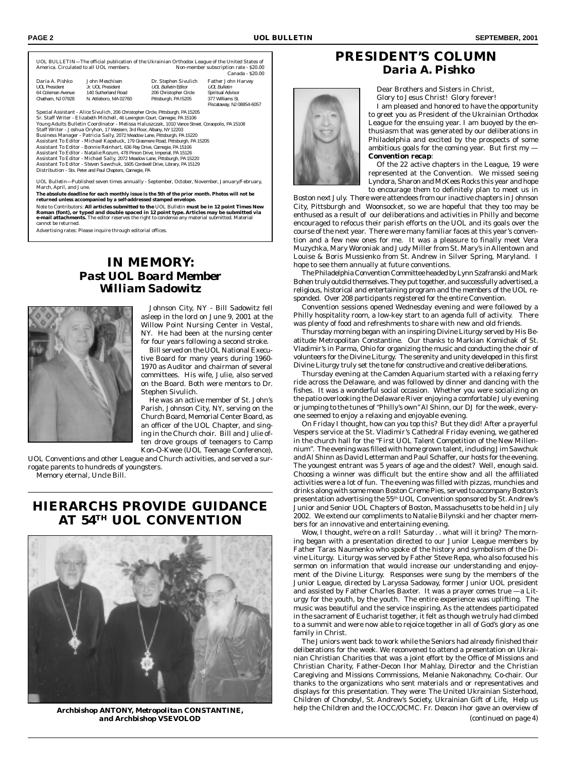UOL BULLETIN—The official publication of the Ukrainian Orthodox League of the United States of America. Circulated to all UOL members. Non-member subscription rate - $20.00 Canada - $20.00

| Daria A. Pishko | John Meschisen | Dr. Stephen Sivulich | Father John Harvey |
|---|---|---|---|
| UOL President | Jr. UOL President | *UOL Bulletin Editor* | *UOL Bulletin* |
| 64 Coleman Avenue | 140 Sutherland Road | 206 Christopher Circle | Spiritual Advisor |
| Chatham, NJ 07928 | N. Attleboro, MA 02760 | Pittsburgh, PA 15205 | 377 Williams St. |
| | | | Piscataway, NJ 08854-6057 |

Special Assistant - Alice Sivulich, 206 Christopher Circle, Pittsburgh, PA 15205
Sr. Staff Writer - Elizabeth Mitchell, 46 Lexington Court, Carnegie, PA 15106
Young Adults Bulletin Coordinator - Melissa Haluszczak, 1010 Vance Street, Coraopolis, PA 15108
Staff Writer - Joshua Oryhon, 17 Western, 3rd Floor, Albany, NY 12203
Business Manager - Patricia Sally, 2072 Meadow Lane, Pittsburgh, PA 15220
Assistant To Editor - Michael Kapeluck, 179 Grasmere Road, Pittsburgh, PA 15205
Assistant To Editor - Bonnie Reinhart, 636 Ray Drive, Carnegie, PA 15106
Assistant To Editor - Natalie Rozum, 478 Pinion Drive, Imperial, PA 15126
Assistant To Editor - Michael Sally, 2072 Meadow Lane, Pittsburgh, PA 15220
Assistant To Editor - Steven Sawchuk, 1605 Cordwell Drive, Library, PA 15129
Distribution - Sts. Peter and Paul Chapters, Carnegie, PA

UOL Bulletin—Published seven times annually - September, October, November, January/February, March, April, and June.

**The absolute deadline for each monthly issue is the 5th of the prior month. Photos will not be returned unless accompanied by a self-addressed stamped envelope.**

Note to Contributors: **All articles submitted to the** *UOL Bulletin* **must be in 12 point Times New Roman (font), or typed and double spaced in 12 point type. Articles may be submitted via e-mail attachments.** The editor reserves the right to condense any material submitted. Material cannot be returned.

Advertising rates: Please inquire through editorial offices.

# IN MEMORY:
## *Past UOL Board Member William Sadowitz*

Johnson City, NY - Bill Sadowitz fell asleep in the lord on June 9, 2001 at the Willow Point Nursing Center in Vestal, NY. He had been at the nursing center for four years following a second stroke.

Bill served on the UOL National Executive Board for many years during 1960-1970 as Auditor and chairman of several committees. His wife, Julie, also served on the Board. Both were mentors to Dr. Stephen Sivulich.

He was an active member of St. John's Parish, Johnson City, NY, serving on the Church Board, Memorial Center Board, as an officer of the UOL Chapter, and singing in the Church choir. Bill and Julie often drove groups of teenagers to Camp Kon-O-Kwee (UOL Teenage Conference), UOL Conventions and other League and Church activities, and served a surrogate parents to hundreds of youngsters.

Memory eternal, Uncle Bill.

# HIERARCHS PROVIDE GUIDANCE AT 54TH UOL CONVENTION

***Archbishop ANTONY, Metropolitan CONSTANTINE, and Archbishop VSEVOLOD***

# PRESIDENT'S COLUMN
## Daria A. Pishko

Dear Brothers and Sisters in Christ,
Glory to Jesus Christ! Glory forever!

I am pleased and honored to have the opportunity to greet you as President of the Ukrainian Orthodox League for the ensuing year. I am buoyed by the enthusiasm that was generated by our deliberations in Philadelphia and excited by the prospects of some ambitious goals for the coming year. But first my — **Convention recap**:

Of the 22 active chapters in the League, 19 were represented at the Convention. We missed seeing Lyndora, Sharon and McKees Rocks this year and hope to encourage them to definitely plan to meet us in Boston next July. There were attendees from our inactive chapters in Johnson City, Pittsburgh and Woonsocket, so we are hopeful that they too may be enthused as a result of our deliberations and activities in Philly and become encouraged to refocus their parish efforts on the UOL and its goals over the course of the next year. There were many familiar faces at this year's convention and a few new ones for me. It was a pleasure to finally meet Vera Muzychka, Mary Woroniak and Judy Miller from St. Mary's in Allentown and Louise & Boris Mussienko from St. Andrew in Silver Spring, Maryland. I hope to see them annually at future conventions.

The Philadelphia Convention Committee headed by Lynn Szafranski and Mark Bohen truly outdid themselves. They put together, and successfully advertised, a religious, historical and entertaining program and the members of the UOL responded. Over 208 participants registered for the entire Convention.

Convention sessions opened Wednesday evening and were followed by a Philly hospitality room, a low-key start to an agenda full of activity. There was plenty of food and refreshments to share with new and old friends.

Thursday morning began with an inspiring Divine Liturgy served by His Beatitude Metropolitan Constantine. Our thanks to Markian Komichak of St. Vladimir's in Parma, Ohio for organizing the music and conducting the choir of volunteers for the Divine Liturgy. The serenity and unity developed in this first Divine Liturgy truly set the tone for constructive and creative deliberations.

Thursday evening at the Camden Aquarium started with a relaxing ferry ride across the Delaware, and was followed by dinner and dancing with the fishes. It was a wonderful social occasion. Whether you were socializing on the patio overlooking the Delaware River enjoying a comfortable July evening or jumping to the tunes of "Philly's own" Al Shinn, our DJ for the week, everyone seemed to enjoy a relaxing and enjoyable evening.

On Friday I thought, how can you top this? But they did! After a prayerful Vespers service at the St. Vladimir's Cathedral Friday evening, we gathered in the church hall for the "First UOL Talent Competition of the New Millennium". The evening was filled with home grown talent, including Jim Sawchuk and Al Shinn as David Letterman and Paul Schaffer, our hosts for the evening. The youngest entrant was 5 years of age and the oldest? Well, enough said. Choosing a winner was difficult but the entire show and all the affiliated activities were a lot of fun. The evening was filled with pizzas, munchies and drinks along with some mean Boston Creme Pies, served to accompany Boston's presentation advertising the 55th UOL Convention sponsored by St. Andrew's Junior and Senior UOL Chapters of Boston, Massachusetts to be held in July 2002. We extend our compliments to Natalie Bilynski and her chapter members for an innovative and entertaining evening.

Wow, I thought, we're on a roll! Saturday . . what will it bring? The morning began with a presentation directed to our Junior League members by Father Taras Naumenko who spoke of the history and symbolism of the Divine Liturgy. Liturgy was served by Father Steve Repa, who also focused his sermon on information that would increase our understanding and enjoyment of the Divine Liturgy. Responses were sung by the members of the Junior League, directed by Laryssa Sadoway, former Junior UOL president and assisted by Father Charles Baxter. It was a prayer comes true —a Liturgy for the youth, by the youth. The entire experience was uplifting. The music was beautiful and the service inspiring. As the attendees participated in the sacrament of Eucharist together, it felt as though we truly had climbed to a summit and were now able to rejoice together in all of God's glory as one family in Christ.

The Juniors went back to work while the Seniors had already finished their deliberations for the week. We reconvened to attend a presentation on Ukrainian Christian Charities that was a joint effort by the Office of Missions and Christian Charity, Father-Decon Ihor Mahlay, Director and the Christian Caregiving and Missions Commissions, Melanie Nakonachny, Co-chair. Our thanks to the organizations who sent materials and or representatives and displays for this presentation. They were: The United Ukrainian Sisterhood, Children of Chonobyl, St. Andrew's Society, Ukrainian Gift of Life, Help us help the Children and the IOCC/OCMC. Fr. Deacon Ihor gave an overview of

*(continued on page 4)*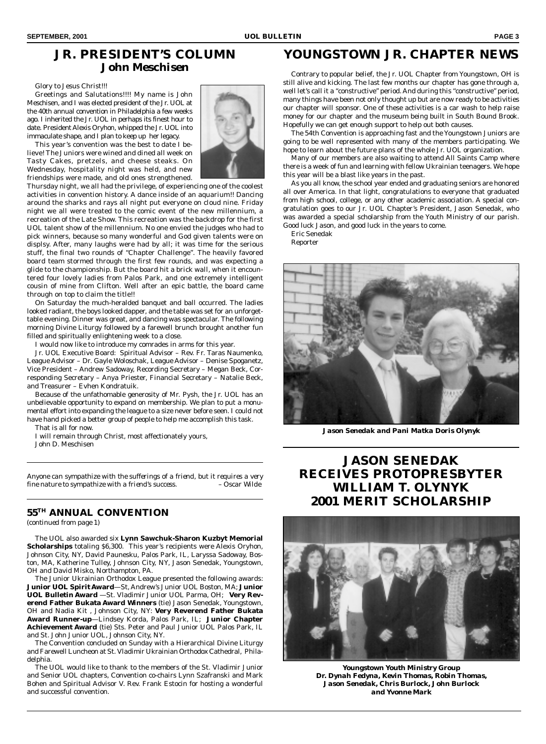## JR. PRESIDENT'S COLUMN
### John Meschisen

Glory to Jesus Christ!!!

Greetings and Salutations!!!! My name is John Meschisen, and I was elected president of the Jr. UOL at the 40th annual convention in Philadelphia a few weeks ago. I inherited the Jr. UOL in perhaps its finest hour to date. President Alexis Oryhon, whipped the Jr. UOL into immaculate shape, and I plan to keep up her legacy.

This year's convention was the best to date I believe! The Juniors were wined and dined all week on Tasty Cakes, pretzels, and cheese steaks. On Wednesday, hospitality night was held, and new friendships were made, and old ones strengthened. Thursday night, we all had the privilege, of experiencing one of the coolest activities in convention history. A dance inside of an aquarium!! Dancing around the sharks and rays all night put everyone on cloud nine. Friday night we all were treated to the comic event of the new millennium, a recreation of the Late Show. This recreation was the backdrop for the first UOL talent show of the millennium. No one envied the judges who had to pick winners, because so many wonderful and God given talents were on displsy. After, many laughs were had by all; it was time for the serious stuff, the final two rounds of "Chapter Challenge". The heavily favored board team stormed through the first few rounds, and was expecting a glide to the championship. But the board hit a brick wall, when it encountered four lovely ladies from Palos Park, and one extremely intelligent cousin of mine from Clifton. Well after an epic battle, the board came through on top to claim the title!!

On Saturday the much-heralded banquet and ball occurred. The ladies looked radiant, the boys looked dapper, and the table was set for an unforgettable evening. Dinner was great, and dancing was spectacular. The following morning Divine Liturgy followed by a farewell brunch brought another fun filled and spiritually enlightening week to a close.

I would now like to introduce my comrades in arms for this year.

Jr. UOL Executive Board: Spiritual Advisor – Rev. Fr. Taras Naumenko, League Advisor – Dr. Gayle Woloschak, League Advisor – Denise Spoganetz, Vice President – Andrew Sadoway, Recording Secretary – Megan Beck, Corresponding Secretary – Anya Priester, Financial Secretary – Natalie Beck, and Treasurer – Evhen Kondratuik.

Because of the unfathomable generosity of Mr. Pysh, the Jr. UOL has an unbelievable opportunity to expand on membership. We plan to put a monumental effort into expanding the league to a size never before seen. I could not have hand picked a better group of people to help me accomplish this task.

That is all for now.

I will remain through Christ, most affectionately yours,

John D. Meschisen

---

*Anyone can sympathize with the sufferings of a friend, but it requires a very fine nature to sympathize with a friend's success.* – Oscar Wilde

---

## 55TH ANNUAL CONVENTION
(continued from page 1)

The UOL also awarded six **Lynn Sawchuk-Sharon Kuzbyt Memorial Scholarships** totaling $6,300. This year's recipients were Alexis Oryhon, Johnson City, NY, David Paunesku, Palos Park, IL, Laryssa Sadoway, Boston, MA, Katherine Tulley, Johnson City, NY, Jason Senedak, Youngstown, OH and David Misko, Northampton, PA.

The Junior Ukrainian Orthodox League presented the following awards: **Junior UOL Spirit Award**—St, Andrew's Junior UOL Boston, MA; **Junior UOL Bulletin Award** —St. Vladimir Junior UOL Parma, OH; **Very Reverend Father Bukata Award Winners** (tie) Jason Senedak, Youngstown, OH and Nadia Kit , Johnson City, NY: **Very Reverend Father Bukata Award Runner-up**—Lindsey Korda, Palos Park, IL; **Junior Chapter Achievement Award** (tie) Sts. Peter and Paul Junior UOL Palos Park, IL and St. John Junior UOL, Johnson City, NY.

The Convention concluded on Sunday with a Hierarchical Divine Liturgy and Farewell Luncheon at St. Vladimir Ukrainian Orthodox Cathedral, Philadelphia.

The UOL would like to thank to the members of the St. Vladimir Junior and Senior UOL chapters, Convention co-chairs Lynn Szafranski and Mark Bohen and Spiritual Advisor V. Rev. Frank Estocin for hosting a wonderful and successful convention.

## YOUNGSTOWN JR. CHAPTER NEWS

Contrary to popular belief, the Jr. UOL Chapter from Youngstown, OH is still alive and kicking. The last few months our chapter has gone through a, well let's call it a "constructive" period. And during this "constructive" period, many things have been not only thought up but are now ready to be activities our chapter will sponsor. One of these activities is a car wash to help raise money for our chapter and the museum being built in South Bound Brook. Hopefully we can get enough support to help out both causes.

The 54th Convention is approaching fast and the Youngstown Juniors are going to be well represented with many of the members participating. We hope to learn about the future plans of the whole Jr. UOL organization.

Many of our members are also waiting to attend All Saints Camp where there is a week of fun and learning with fellow Ukrainian teenagers. We hope this year will be a blast like years in the past.

As you all know, the school year ended and graduating seniors are honored all over America. In that light, congratulations to everyone that graduated from high school, college, or any other academic association. A special congratulation goes to our Jr. UOL Chapter's President, Jason Senedak, who was awarded a special scholarship from the Youth Ministry of our parish. Good luck Jason, and good luck in the years to come.

Eric Senedak
Reporter

**Jason Senedak and Pani Matka Doris Olynyk**

## JASON SENEDAK RECEIVES PROTOPRESBYTER WILLIAM T. OLYNYK 2001 MERIT SCHOLARSHIP

**Youngstown Youth Ministry Group**
**Dr. Dynah Fedyna, Kevin Thomas, Robin Thomas, Jason Senedak, Chris Burlock, John Burlock and Yvonne Mark**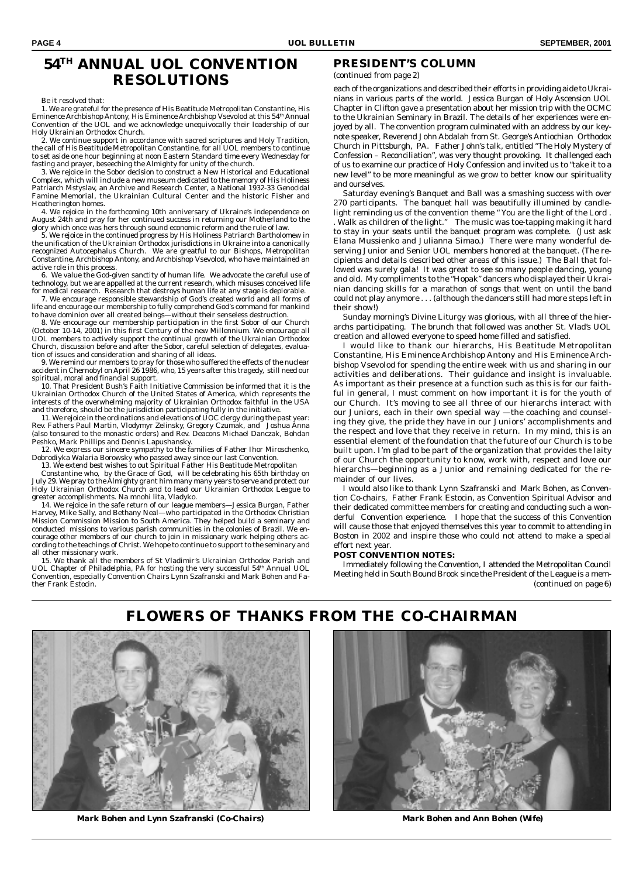# 54TH ANNUAL UOL CONVENTION RESOLUTIONS

Be it resolved that:

1. We are grateful for the presence of His Beatitude Metropolitan Constantine, His Eminence Archbishop Antony, His Eminence Archbishop Vsevolod at this 54th Annual Convention of the UOL and we acknowledge unequivocally their leadership of our Holy Ukrainian Orthodox Church.

2. We continue support in accordance with sacred scriptures and Holy Tradition, the call of His Beatitude Metropolitan Constantine, for all UOL members to continue to set aside one hour beginning at noon Eastern Standard time every Wednesday for fasting and prayer, beseeching the Almighty for unity of the church.

3. We rejoice in the Sobor decision to construct a New Historical and Educational Complex, which will include a new museum dedicated to the memory of His Holiness Patriarch Mstyslav, an Archive and Research Center, a National 1932-33 Genocidal Famine Memorial, the Ukrainian Cultural Center and the historic Fisher and Heatherington homes.

4. We rejoice in the forthcoming 10th anniversary of Ukraine's independence on August 24th and pray for her continued success in returning our Motherland to the glory which once was hers through sound economic reform and the rule of law.

5. We rejoice in the continued progress by His Holiness Patriarch Bartholomew in the unification of the Ukrainian Orthodox jurisdictions in Ukraine into a canonically recognized Autocephalus Church. We are greatful to our Bishops, Metropolitan Constantine, Archbishop Antony, and Archbishop Vsevolod, who have maintained an active role in this process.

6. We value the God-given sanctity of human life. We advocate the careful use of technology, but we are appalled at the current research, which misuses conceived life for medical research. Research that destroys human life at any stage is deplorable.

7. We encourage responsible stewardship of God's created world and all forms of life and encourage our membership to fully comprehend God's command for mankind to have dominion over all created beings—without their senseless destruction.

8. We encourage our membership participation in the first Sobor of our Church (October 10-14, 2001) in this first Century of the new Millennium. We encourage all UOL members to actively support the continual growth of the Ukrainian Orthodox Church, discussion before and after the Sobor, careful selection of delegates, evaluation of issues and consideration and sharing of all ideas.

9. We remind our members to pray for those who suffered the effects of the nuclear accident in Chernobyl on April 26 1986, who, 15 years after this tragedy, still need our spiritual, moral and financial support.

10. That President Bush's Faith Initiative Commission be informed that it is the Ukrainian Orthodox Church of the United States of America, which represents the interests of the overwhelming majority of Ukrainian Orthodox faithful in the USA and therefore, should be the jurisdiction participating fully in the initiative.

11. We rejoice in the ordinations and elevations of UOC clergy during the past year: Rev. Fathers Paul Martin, Vlodymyr Zelinsky, Gregory Czumak, and Joshua Anna (also tonsured to the monastic orders) and Rev. Deacons Michael Danczak, Bohdan Peshko, Mark Phillips and Dennis Lapushansky.

12. We express our sincere sympathy to the families of Father Ihor Miroschenko, Dobrodiyka Walaria Borowsky who passed away since our last Convention.

13. We extend best wishes to out Spiritual Father His Beatitude Metropolitan Constantine who, by the Grace of God, will be celebrating his 65th birthday on July 29. We pray to the Almighty grant him many many years to serve and protect our Holy Ukrainian Orthodox Church and to lead our Ukrainian Orthodox League to greater accomplishments. Na mnohi lita, Vladyko.

14. We rejoice in the safe return of our league members—Jessica Burgan, Father Harvey, Mike Sally, and Bethany Neal—who participated in the Orthodox Christian Mission Commission Mission to South America. They helped build a seminary and conducted missions to various parish communities in the colonies of Brazil. We encourage other members of our church to join in missionary work helping others according to the teachings of Christ. We hope to continue to support to the seminary and all other missionary work.

15. We thank all the members of St Vladimir's Ukrainian Orthodox Parish and UOL Chapter of Philadelphia, PA for hosting the very successful 54th Annual UOL Convention, especially Convention Chairs Lynn Szafranski and Mark Bohen and Father Frank Estocin.

## PRESIDENT'S COLUMN

*(continued from page 2)*

each of the organizations and described their efforts in providing aide to Ukrainians in various parts of the world. Jessica Burgan of Holy Ascension UOL Chapter in Clifton gave a presentation about her mission trip with the OCMC to the Ukrainian Seminary in Brazil. The details of her experiences were enjoyed by all. The convention program culminated with an address by our keynote speaker, Reverend John Abdalah from St. George's Antiochian Orthodox Church in Pittsburgh, PA. Father John's talk, entitled "The Holy Mystery of Confession – Reconciliation", was very thought provoking. It challenged each of us to examine our practice of Holy Confession and invited us to "take it to a new level" to be more meaningful as we grow to better know our spirituality and ourselves.

Saturday evening's Banquet and Ball was a smashing success with over 270 participants. The banquet hall was beautifully illumined by candlelight reminding us of the convention theme " You are the light of the Lord . . Walk as children of the light." The music was toe-tapping making it hard to stay in your seats until the banquet program was complete. (Just ask Elana Mussienko and Julianna Simao.) There were many wonderful deserving Junior and Senior UOL members honored at the banquet. (The recipients and details described other areas of this issue.) The Ball that followed was surely gala! It was great to see so many people dancing, young and old. My compliments to the "Hopak" dancers who displayed their Ukrainian dancing skills for a marathon of songs that went on until the band could not play anymore . . . (although the dancers still had more steps left in their show!)

Sunday morning's Divine Liturgy was glorious, with all three of the hierarchs participating. The brunch that followed was another St. Vlad's UOL creation and allowed everyone to speed home filled and satisfied.

I would like to thank our hierarchs, His Beatitude Metropolitan Constantine, His Eminence Archbishop Antony and His Eminence Archbishop Vsevolod for spending the entire week with us and sharing in our activities and deliberations. Their guidance and insight is invaluable. As important as their presence at a function such as this is for our faithful in general, I must comment on how important it is for the youth of our Church. It's moving to see all three of our hierarchs interact with our Juniors, each in their own special way —the coaching and counseling they give, the pride they have in our Juniors' accomplishments and the respect and love that they receive in return. In my mind, this is an essential element of the foundation that the future of our Church is to be built upon. I'm glad to be part of the organization that provides the laity of our Church the opportunity to know, work with, respect and love our hierarchs—beginning as a Junior and remaining dedicated for the remainder of our lives.

I would also like to thank Lynn Szafranski and Mark Bohen, as Convention Co-chairs, Father Frank Estocin, as Convention Spiritual Advisor and their dedicated committee members for creating and conducting such a wonderful Convention experience. I hope that the success of this Convention will cause those that enjoyed themselves this year to commit to attending in Boston in 2002 and inspire those who could not attend to make a special effort next year.

**POST CONVENTION NOTES:**

Immediately following the Convention, I attended the Metropolitan Council Meeting held in South Bound Brook since the President of the League is a mem-

*(continued on page 6)*

## FLOWERS OF THANKS FROM THE CO-CHAIRMAN

**Mark Bohen and Lynn Szafranski (Co-Chairs)**

**Mark Bohen and Ann Bohen (Wife)**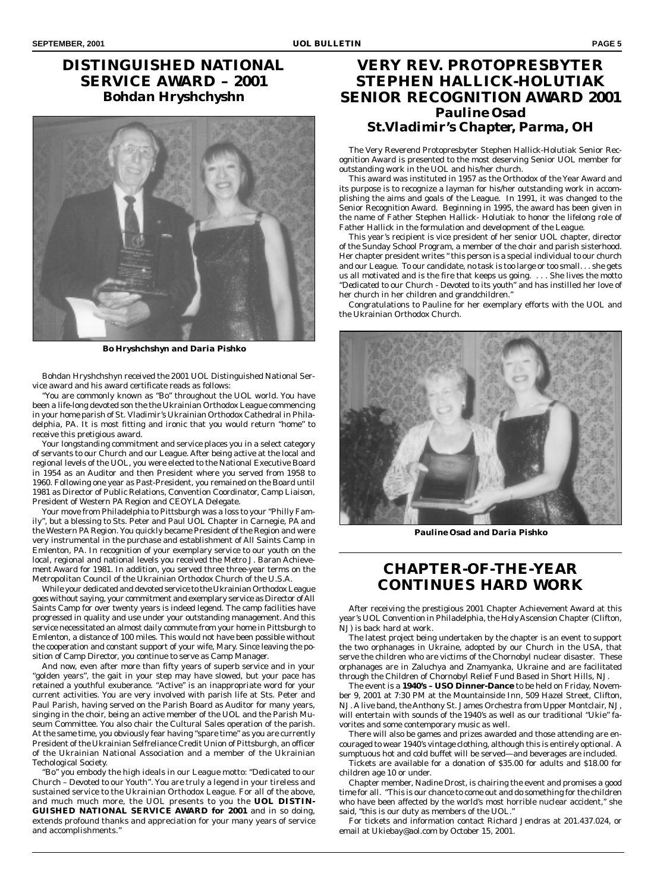# DISTINGUISHED NATIONAL SERVICE AWARD – 2001

## Bohdan Hryshchyshn

**Bo Hryshchshyn and Daria Pishko**

Bohdan Hryshchshyn received the 2001 UOL Distinguished National Service Award and his award certificate reads as follows:

"You are commonly known as "Bo" throughout the UOL world. You have been a life-long devoted son the the Ukrainian Orthodox League commencing in your home parish of St. Vladimir's Ukrainian Orthodox Cathedral in Philadelphia, PA. It is most fitting and ironic that you would return "home" to receive this pretigious award.

Your longstanding commitment and service places you in a select category of servants to our Church and our League. After being active at the local and regional levels of the UOL, you were elected to the National Executive Board in 1954 as an Auditor and then President where you served from 1958 to 1960. Following one year as Past-President, you remained on the Board until 1981 as Director of Public Relations, Convention Coordinator, Camp Liaison, President of Western PA Region and CEOYLA Delegate.

Your move from Philadelphia to Pittsburgh was a loss to your "Philly Family", but a blessing to Sts. Peter and Paul UOL Chapter in Carnegie, PA and the Western PA Region. You quickly became President of the Region and were very instrumental in the purchase and establishment of All Saints Camp in Emlenton, PA. In recognition of your exemplary service to our youth on the local, regional and national levels you received the Metro J. Baran Achievement Award for 1981. In addition, you served three three-year terms on the Metropolitan Council of the Ukrainian Orthodox Church of the U.S.A.

While your dedicated and devoted service to the Ukrainian Orthodox League goes without saying, your commitment and exemplary service as Director of All Saints Camp for over twenty years is indeed legend. The camp facilities have progressed in quality and use under your outstanding management. And this service necessitated an almost daily commute from your home in Pittsburgh to Emlenton, a distance of 100 miles. This would not have been possible without the cooperation and constant support of your wife, Mary. Since leaving the position of Camp Director, you continue to serve as Camp Manager.

And now, even after more than fifty years of superb service and in your "golden years", the gait in your step may have slowed, but your pace has retained a youthful exuberance. "Active" is an inappropriate word for your current activities. You are very involved with parish life at Sts. Peter and Paul Parish, having served on the Parish Board as Auditor for many years, singing in the choir, being an active member of the UOL and the Parish Museum Committee. You also chair the Cultural Sales operation of the parish. At the same time, you obviously fear having "spare time" as you are currently President of the Ukrainian Selfreliance Credit Union of Pittsburgh, an officer of the Ukrainian National Association and a member of the Ukrainian Techological Society.

"Bo" you embody the high ideals in our League motto: "Dedicated to our Church – Devoted to our Youth". You are truly a legend in your tireless and sustained service to the Ukrainian Orthodox League. For all of the above, and much much more, the UOL presents to you the **UOL DISTINGUISHED NATIONAL SERVICE AWARD for 2001** and in so doing, extends profound thanks and appreciation for your many years of service and accomplishments."

# VERY REV. PROTOPRESBYTER STEPHEN HALLICK-HOLUTIAK SENIOR RECOGNITION AWARD 2001

## Pauline Osad

## St.Vladimir's Chapter, Parma, OH

The Very Reverend Protopresbyter Stephen Hallick-Holutiak Senior Recognition Award is presented to the most deserving Senior UOL member for outstanding work in the UOL and his/her church.

This award was instituted in 1957 as the Orthodox of the Year Award and its purpose is to recognize a layman for his/her outstanding work in accomplishing the aims and goals of the League. In 1991, it was changed to the Senior Recognition Award. Beginning in 1995, the award has been given in the name of Father Stephen Hallick- Holutiak to honor the lifelong role of Father Hallick in the formulation and development of the League.

This year's recipient is vice president of her senior UOL chapter, director of the Sunday School Program, a member of the choir and parish sisterhood. Her chapter president writes " this person is a special individual to our church and our League. To our candidate, no task is too large or too small. . . she gets us all motivated and is the fire that keeps us going. . . . She lives the motto "Dedicated to our Church - Devoted to its youth" and has instilled her love of her church in her children and grandchildren."

Congratulations to Pauline for her exemplary efforts with the UOL and the Ukrainian Orthodox Church.

**Pauline Osad and Daria Pishko**

# CHAPTER-OF-THE-YEAR CONTINUES HARD WORK

After receiving the prestigious 2001 Chapter Achievement Award at this year's UOL Convention in Philadelphia, the Holy Ascension Chapter (Clifton, NJ) is back hard at work.

The latest project being undertaken by the chapter is an event to support the two orphanages in Ukraine, adopted by our Church in the USA, that serve the children who are victims of the Chornobyl nuclear disaster. These orphanages are in Zaluchya and Znamyanka, Ukraine and are facilitated through the Children of Chornobyl Relief Fund Based in Short Hills, NJ.

The event is a **1940's – USO Dinner-Dance** to be held on Friday, November 9, 2001 at 7:30 PM at the Mountainside Inn, 509 Hazel Street, Clifton, NJ. A live band, the Anthony St. James Orchestra from Upper Montclair, NJ, will entertain with sounds of the 1940's as well as our traditional "Ukie" favorites and some contemporary music as well.

There will also be games and prizes awarded and those attending are encouraged to wear 1940's vintage clothing, although this is entirely optional. A sumptuous hot and cold buffet will be served—and beverages are included.

Tickets are available for a donation of $35.00 for adults and $18.00 for children age 10 or under.

Chapter member, Nadine Drost, is chairing the event and promises a good time for all. "This is our chance to come out and do something for the children who have been affected by the world's most horrible nuclear accident," she said, "this is our duty as members of the UOL."

For tickets and information contact Richard Jendras at 201.437.024, or email at Ukiebay@aol.com by October 15, 2001.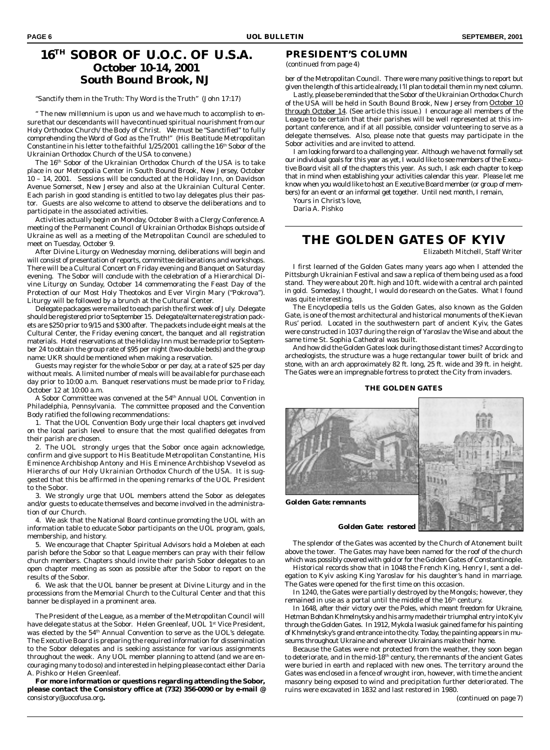# 16[TH] SOBOR OF U.O.C. OF U.S.A.

## October 10-14, 2001
## South Bound Brook, NJ

"Sanctify them in the Truth: Thy Word is the Truth" (John 17:17)

" *The new millennium is upon us and we have much to accomplish to ensure that our descendants will have continued spiritual nourishment from our Holy Orthodox Church/the Body of Christ. We must be "Sanctified" to fully comprehending the Word of God as the Truth!"* (His Beatitude Metropolitan Constantine in his letter to the faithful 1/25/2001 calling the 16th Sobor of the Ukrainian Orthodox Church of the USA to convene.)

The 16th Sobor of the Ukrainian Orthodox Church of the USA is to take place in our Metropolia Center in South Bound Brook, New Jersey, October 10 – 14, 2001. Sessions will be conducted at the Holiday Inn, on Davidson Avenue Somerset, New Jersey and also at the Ukrainian Cultural Center. Each parish in good standing is entitled to two lay delegates plus their pastor. Guests are also welcome to attend to observe the deliberations and to participate in the associated activities.

Activities actually begin on Monday, October 8 with a Clergy Conference. A meeting of the Permanent Council of Ukrainian Orthodox Bishops outside of Ukraine as well as a meeting of the Metropolitan Council are scheduled to meet on Tuesday, October 9.

After Divine Liturgy on Wednesday morning, deliberations will begin and will consist of presentation of reports, committee deliberations and workshops. There will be a Cultural Concert on Friday evening and Banquet on Saturday evening. The Sobor will conclude with the celebration of a Hierarchical Divine Liturgy on Sunday, October 14 commemorating the Feast Day of the Protection of our Most Holy Theotokos and Ever Virgin Mary ("Pokrova"). Liturgy will be followed by a brunch at the Cultural Center.

Delegate packages were mailed to each parish the first week of July. Delegate should be registered prior to September 15. Delegate/alternate registration packets are $250 prior to 9/15 and $300 after. The packets include eight meals at the Cultural Center, the Friday evening concert, the banquet and all registration materials. Hotel reservations at the Holiday Inn must be made prior to September 24 to obtain the group rate of $95 per night (two-double beds) and the group name: UKR should be mentioned when making a reservation.

Guests may register for the whole Sobor or per day, at a rate of $25 per day without meals. A limited number of meals will be available for purchase each day prior to 10:00 a.m. Banquet reservations must be made prior to Friday, October 12 at 10:00 a.m.

A Sobor Committee was convened at the 54th Annual UOL Convention in Philadelphia, Pennsylvania. The committee proposed and the Convention Body ratified the following recommendations:

1. That the UOL Convention Body urge their local chapters get involved on the local parish level to ensure that the most qualified delegates from their parish are chosen.

2. The UOL strongly urges that the Sobor once again acknowledge, confirm and give support to His Beatitude Metropolitan Constantine, His Eminence Archbishop Antony and His Eminence Archbishop Vsevolod as Hierarchs of our Holy Ukrainian Orthodox Church of the USA. It is suggested that this be affirmed in the opening remarks of the UOL President to the Sobor.

3. We strongly urge that UOL members attend the Sobor as delegates and/or guests to educate themselves and become involved in the administration of our Church.

4. We ask that the National Board continue promoting the UOL with an information table to educate Sobor participants on the UOL program, goals, membership, and history.

5. We encourage that Chapter Spiritual Advisors hold a Moleben at each parish before the Sobor so that League members can pray with their fellow church members. Chapters should invite their parish Sobor delegates to an open chapter meeting as soon as possible after the Sobor to report on the results of the Sobor.

6. We ask that the UOL banner be present at Divine Liturgy and in the processions from the Memorial Church to the Cultural Center and that this banner be displayed in a prominent area.

The President of the League, as a member of the Metropolitan Council will have delegate status at the Sobor. Helen Greenleaf, UOL 1st Vice President, was elected by the 54th Annual Convention to serve as the UOL's delegate. The Executive Board is preparing the required information for dissemination to the Sobor delegates and is seeking assistance for various assignments throughout the week. Any UOL member planning to attend (and we are encouraging many to do so) and interested in helping please contact either Daria A. Pishko or Helen Greenleaf.

**For more information or questions regarding attending the Sobor, please contact the Consistory office at (732) 356-0090 or by e-mail @** consistory@uocofusa.org**.**

## PRESIDENT'S COLUMN

*(continued from page 4)*

ber of the Metropolitan Council. There were many positive things to report but given the length of this article already, I'll plan to detail them in my next column.

Lastly, please be reminded that the Sobor of the Ukrainian Orthodox Church of the USA will be held in South Bound Brook, New Jersey from October 10 through October 14. (See article this issue.) I encourage all members of the League to be certain that their parishes will be well represented at this important conference, and if at all possible, consider volunteering to serve as a delegate themselves. Also, please note that guests may participate in the Sobor activities and are invited to attend.

I am looking forward to a challenging year. Although we have not formally set our individual goals for this year as yet, I would like to see members of the Executive Board visit all of the chapters this year. As such, I ask each chapter to keep that in mind when establishing your activities calendar this year. Please let me know when you would like to host an Executive Board member (or group of members) for an event or an informal get together. Until next month, I remain,

Yours in Christ's love,
Daria A. Pishko

# THE GOLDEN GATES OF KYIV

*Elizabeth Mitchell, Staff Writer*

I first learned of the Golden Gates many years ago when I attended the Pittsburgh Ukrainian Festival and saw a replica of them being used as a food stand. They were about 20 ft. high and 10 ft. wide with a central arch painted in gold. Someday, I thought, I would do research on the Gates. What I found was quite interesting.

The Encyclopedia tells us the Golden Gates, also known as the Golden Gate, is one of the most architectural and historical monuments of the Kievan Rus' period. Located in the southwestern part of ancient Kyiv, the Gates were constructed in 1037 during the reign of Yaroslav the Wise and about the same time St. Sophia Cathedral was built.

And how did the Golden Gates look during those distant times? According to archeologists, the structure was a huge rectangular tower built of brick and stone, with an arch approximately 82 ft. long, 25 ft. wide and 39 ft. in height. The Gates were an impregnable fortress to protect the City from invaders.

**THE GOLDEN GATES**

***Golden Gate: remnants***

***Golden Gate: restored***

The splendor of the Gates was accented by the Church of Atonement built above the tower. The Gates may have been named for the roof of the church which was possibly covered with gold or for the Golden Gates of Constantinople.

Historical records show that in 1048 the French King, Henry I, sent a delegation to Kyiv asking King Yaroslav for his daughter's hand in marriage. The Gates were opened for the first time on this occasion.

In 1240, the Gates were partially destroyed by the Mongols; however, they remained in use as a portal until the middle of the 16th century.

In 1648, after their victory over the Poles, which meant freedom for Ukraine, Hetman Bohdan Khmelnytsky and his army made their triumphal entry into Kyiv through the Golden Gates. In 1912, Mykola Iwasiuk gained fame for his painting of Khmelnytsky's grand entrance into the city. Today, the painting appears in museums throughout Ukraine and wherever Ukrainians make their home.

Because the Gates were not protected from the weather, they soon began to deteriorate, and in the mid-18th century, the remnants of the ancient Gates were buried in earth and replaced with new ones. The territory around the Gates was enclosed in a fence of wrought iron, however, with time the ancient masonry being exposed to wind and precipitation further deteriorated. The ruins were excavated in 1832 and last restored in 1980.

*(continued on page 7)*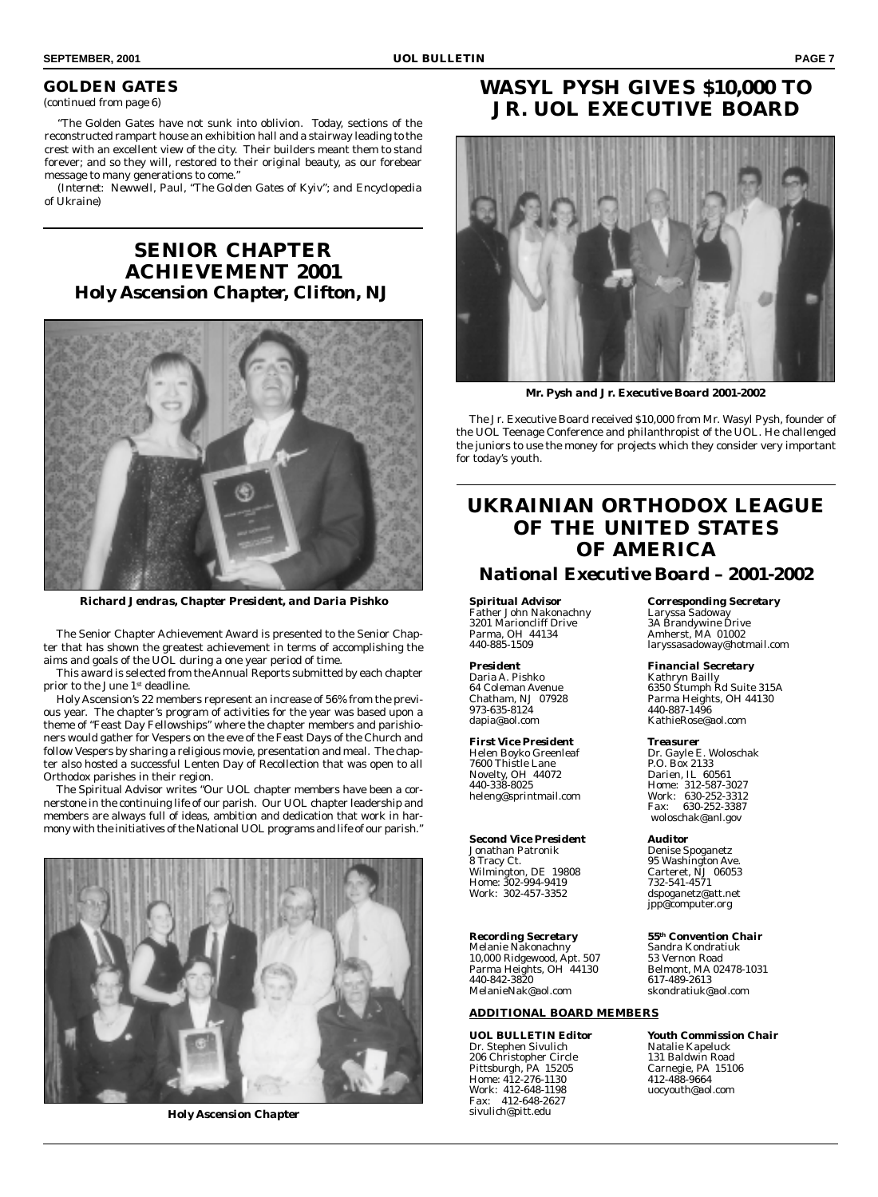## GOLDEN GATES

*(continued from page 6)*

"The Golden Gates have not sunk into oblivion. Today, sections of the reconstructed rampart house an exhibition hall and a stairway leading to the crest with an excellent view of the city. Their builders meant them to stand forever; and so they will, restored to their original beauty, as our forebear message to many generations to come."

*(Internet: Newwell, Paul, "The Golden Gates of Kyiv"; and Encyclopedia of Ukraine)*

# SENIOR CHAPTER ACHIEVEMENT 2001

## Holy Ascension Chapter, Clifton, NJ

**Richard Jendras, Chapter President, and Daria Pishko**

The Senior Chapter Achievement Award is presented to the Senior Chapter that has shown the greatest achievement in terms of accomplishing the aims and goals of the UOL during a one year period of time.

This award is selected from the Annual Reports submitted by each chapter prior to the June 1st deadline.

Holy Ascension's 22 members represent an increase of 56% from the previous year. The chapter's program of activities for the year was based upon a theme of "Feast Day Fellowships" where the chapter members and parishioners would gather for Vespers on the eve of the Feast Days of the Church and follow Vespers by sharing a religious movie, presentation and meal. The chapter also hosted a successful Lenten Day of Recollection that was open to all Orthodox parishes in their region.

The Spiritual Advisor writes "Our UOL chapter members have been a cornerstone in the continuing life of our parish. Our UOL chapter leadership and members are always full of ideas, ambition and dedication that work in harmony with the initiatives of the National UOL programs and life of our parish."

**Holy Ascension Chapter**

# WASYL PYSH GIVES $10,000 TO JR. UOL EXECUTIVE BOARD

**Mr. Pysh and Jr. Executive Board 2001-2002**

The Jr. Executive Board received $10,000 from Mr. Wasyl Pysh, founder of the UOL Teenage Conference and philanthropist of the UOL. He challenged the juniors to use the money for projects which they consider very important for today's youth.

# UKRAINIAN ORTHODOX LEAGUE OF THE UNITED STATES OF AMERICA

## National Executive Board – 2001-2002

**Spiritual Advisor**
Father John Nakonachny
3201 Marioncliff Drive
Parma, OH 44134
440-885-1509

**President**
Daria A. Pishko
64 Coleman Avenue
Chatham, NJ 07928
973-635-8124
dapia@aol.com

**First Vice President**
Helen Boyko Greenleaf
7600 Thistle Lane
Novelty, OH 44072
440-338-8025
heleng@sprintmail.com

**Second Vice President**
Jonathan Patronik
8 Tracy Ct.
Wilmington, DE 19808
Home: 302-994-9419
Work: 302-457-3352

**Recording Secretary**
Melanie Nakonachny
10,000 Ridgewood, Apt. 507
Parma Heights, OH 44130
440-842-3820
MelanieNak@aol.com

**Corresponding Secretary**
Laryssa Sadoway
3A Brandywine Drive
Amherst, MA 01002
laryssasadoway@hotmail.com

**Financial Secretary**
Kathryn Bailly
6350 Stumph Rd Suite 315A
Parma Heights, OH 44130
440-887-1496
KathieRose@aol.com

**Treasurer**
Dr. Gayle E. Woloschak
P.O. Box 2133
Darien, IL 60561
Home: 312-587-3027
Work: 630-252-3312
Fax: 630-252-3387
woloschak@anl.gov

**Auditor**
Denise Spoganetz
95 Washington Ave.
Carteret, NJ 06053
732-541-4571
dspoganetz@att.net
jpp@computer.org

**55th Convention Chair**
Sandra Kondratiuk
53 Vernon Road
Belmont, MA 02478-1031
617-489-2613
skondratiuk@aol.com

### ADDITIONAL BOARD MEMBERS

**UOL BULLETIN Editor**
Dr. Stephen Sivulich
206 Christopher Circle
Pittsburgh, PA 15205
Home: 412-276-1130
Work: 412-648-1198
Fax: 412-648-2627
sivulich@pitt.edu

**Youth Commission Chair**
Natalie Kapeluck
131 Baldwin Road
Carnegie, PA 15106
412-488-9664
uocyouth@aol.com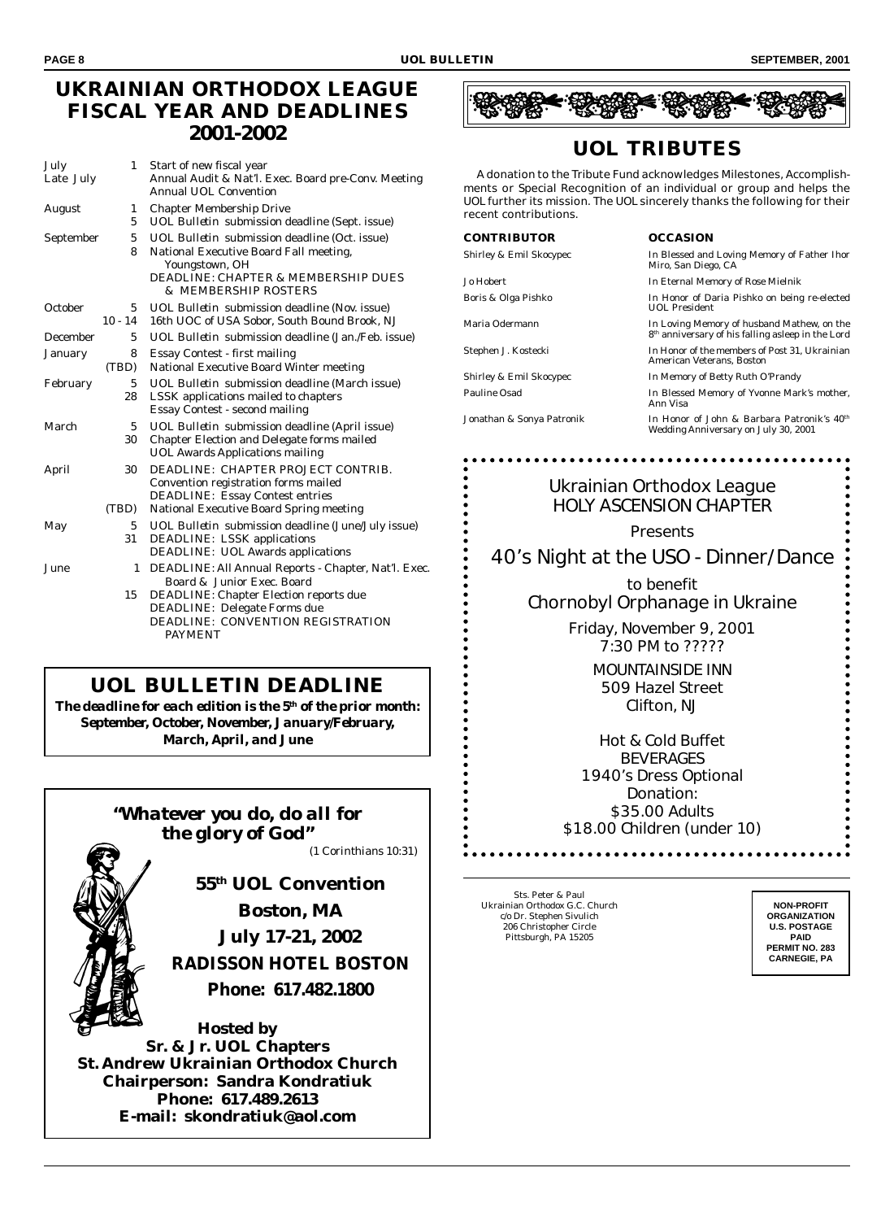# UKRAINIAN ORTHODOX LEAGUE FISCAL YEAR AND DEADLINES 2001-2002

| | | |
|---|---|---|
| July | 1 | Start of new fiscal year |
| Late July | | Annual Audit & Nat'l. Exec. Board pre-Conv. Meeting<br>Annual UOL Convention |
| August | 1 | Chapter Membership Drive |
| | 5 | *UOL Bulletin* submission deadline (Sept. issue) |
| September | 5 | *UOL Bulletin* submission deadline (Oct. issue) |
| | 8 | National Executive Board Fall meeting, Youngstown, OH<br>DEADLINE: CHAPTER & MEMBERSHIP DUES & MEMBERSHIP ROSTERS |
| October | 5 | *UOL Bulletin* submission deadline (Nov. issue) |
| | 10 - 14 | 16th UOC of USA Sobor, South Bound Brook, NJ |
| December | 5 | *UOL Bulletin* submission deadline (Jan./Feb. issue) |
| January | 8 | Essay Contest - first mailing |
| | (TBD) | National Executive Board Winter meeting |
| February | 5 | *UOL Bulletin* submission deadline (March issue) |
| | 28 | LSSK applications mailed to chapters<br>Essay Contest - second mailing |
| March | 5 | *UOL Bulletin* submission deadline (April issue) |
| | 30 | Chapter Election and Delegate forms mailed<br>UOL Awards Applications mailing |
| April | 30 | DEADLINE: CHAPTER PROJECT CONTRIB.<br>Convention registration forms mailed<br>DEADLINE: Essay Contest entries |
| | (TBD) | National Executive Board Spring meeting |
| May | 5 | *UOL Bulletin* submission deadline (June/July issue) |
| | 31 | DEADLINE: LSSK applications<br>DEADLINE: UOL Awards applications |
| June | 1 | DEADLINE: All Annual Reports - Chapter, Nat'l. Exec. Board & Junior Exec. Board |
| | 15 | DEADLINE: Chapter Election reports due<br>DEADLINE: Delegate Forms due<br>DEADLINE: CONVENTION REGISTRATION PAYMENT |

## UOL BULLETIN DEADLINE

***The deadline for each edition is the 5th of the prior month: September, October, November, January/February, March, April, and June***

---

## "Whatever you do, do all for the glory of God"

(1 Corinthians 10:31)

**55th UOL Convention**

**Boston, MA**

**July 17-21, 2002**

**RADISSON HOTEL BOSTON**

**Phone: 617.482.1800**

**Hosted by**
**Sr. & Jr. UOL Chapters**
**St. Andrew Ukrainian Orthodox Church**
**Chairperson: Sandra Kondratiuk**
**Phone: 617.489.2613**
**E-mail: skondratiuk@aol.com**

---

## UOL TRIBUTES

A donation to the Tribute Fund acknowledges Milestones, Accomplishments or Special Recognition of an individual or group and helps the UOL further its mission. The UOL sincerely thanks the following for their recent contributions.

| CONTRIBUTOR | OCCASION |
|---|---|
| Shirley & Emil Skocypec | In Blessed and Loving Memory of Father Ihor Miro, San Diego, CA |
| Jo Hobert | In Eternal Memory of Rose Mielnik |
| Boris & Olga Pishko | In Honor of Daria Pishko on being re-elected UOL President |
| Maria Odermann | In Loving Memory of husband Mathew, on the 8th anniversary of his falling asleep in the Lord |
| Stephen J. Kostecki | In Honor of the members of Post 31, Ukrainian American Veterans, Boston |
| Shirley & Emil Skocypec | In Memory of Betty Ruth O'Prandy |
| Pauline Osad | In Blessed Memory of Yvonne Mark's mother, Ann Visa |
| Jonathan & Sonya Patronik | In Honor of John & Barbara Patronik's 40th Wedding Anniversary on July 30, 2001 |

---

Ukrainian Orthodox League
HOLY ASCENSION CHAPTER

Presents

40's Night at the USO - Dinner/Dance

to benefit
Chornobyl Orphanage in Ukraine

Friday, November 9, 2001
7:30 PM to ?????

MOUNTAINSIDE INN
509 Hazel Street
Clifton, NJ

Hot & Cold Buffet
BEVERAGES
1940's Dress Optional
Donation:
\$35.00 Adults
\$18.00 Children (under 10)

---

Sts. Peter & Paul
Ukrainian Orthodox G.C. Church
c/o Dr. Stephen Sivulich
206 Christopher Circle
Pittsburgh, PA 15205

NON-PROFIT ORGANIZATION
U.S. POSTAGE PAID
PERMIT NO. 283
CARNEGIE, PA